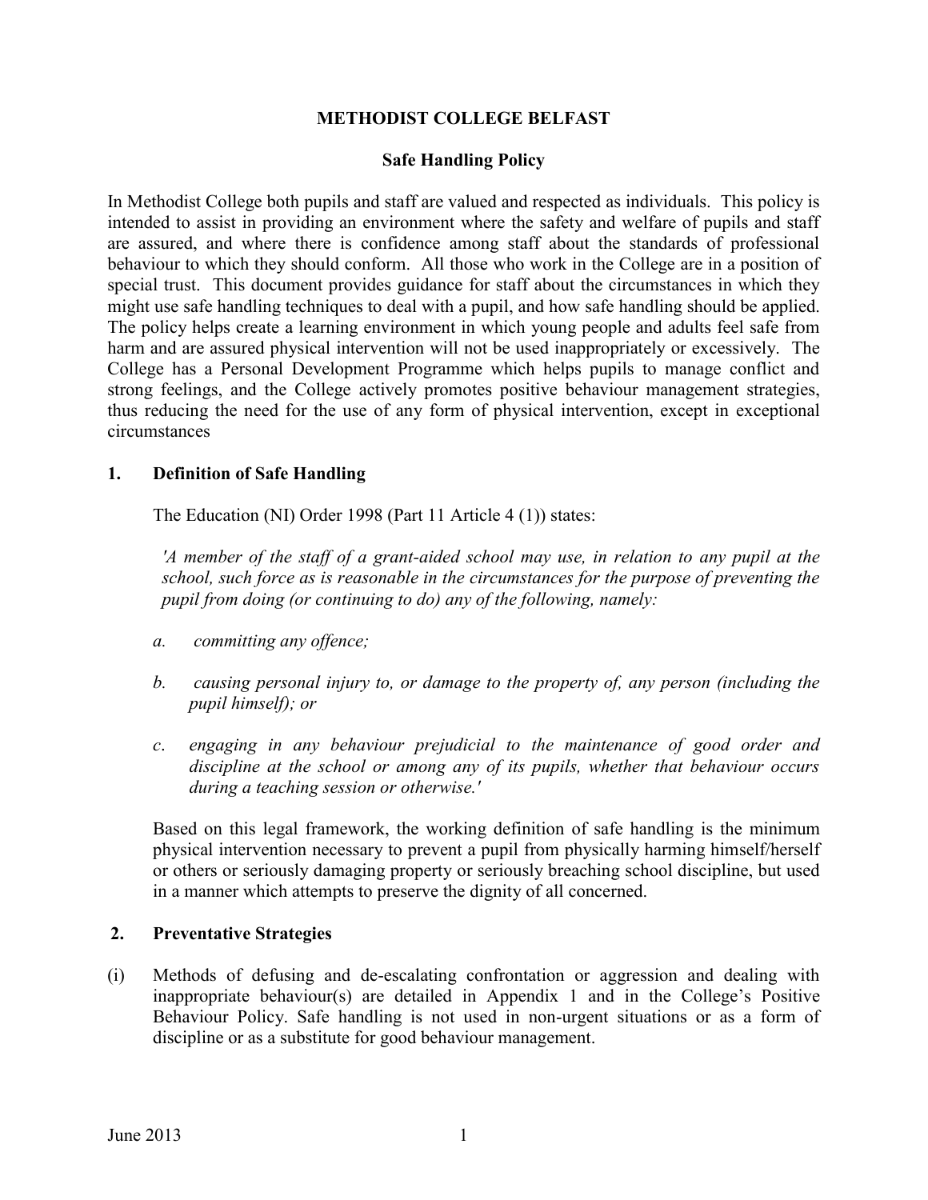# METHODIST COLLEGE BELFAST

## Safe Handling Policy

In Methodist College both pupils and staff are valued and respected as individuals. This policy is intended to assist in providing an environment where the safety and welfare of pupils and staff are assured, and where there is confidence among staff about the standards of professional behaviour to which they should conform. All those who work in the College are in a position of special trust. This document provides guidance for staff about the circumstances in which they might use safe handling techniques to deal with a pupil, and how safe handling should be applied. The policy helps create a learning environment in which young people and adults feel safe from harm and are assured physical intervention will not be used inappropriately or excessively. The College has a Personal Development Programme which helps pupils to manage conflict and strong feelings, and the College actively promotes positive behaviour management strategies, thus reducing the need for the use of any form of physical intervention, except in exceptional circumstances

### 1. Definition of Safe Handling

The Education (NI) Order 1998 (Part 11 Article 4 (1)) states:

*'A member of the staff of a grant-aided school may use, in relation to any pupil at the school, such force as is reasonable in the circumstances for the purpose of preventing the pupil from doing (or continuing to do) any of the following, namely:*

*a. committing any offence;*

*b. causing personal injury to, or damage to the property of, any person (including the pupil himself); or*

*c. engaging in any behaviour prejudicial to the maintenance of good order and discipline at the school or among any of its pupils, whether that behaviour occurs during a teaching session or otherwise.'*

Based on this legal framework, the working definition of safe handling is the minimum physical intervention necessary to prevent a pupil from physically harming himself/herself or others or seriously damaging property or seriously breaching school discipline, but used in a manner which attempts to preserve the dignity of all concerned.

### 2. Preventative Strategies

(i) Methods of defusing and de-escalating confrontation or aggression and dealing with inappropriate behaviour(s) are detailed in Appendix 1 and in the College's Positive Behaviour Policy. Safe handling is not used in non-urgent situations or as a form of discipline or as a substitute for good behaviour management.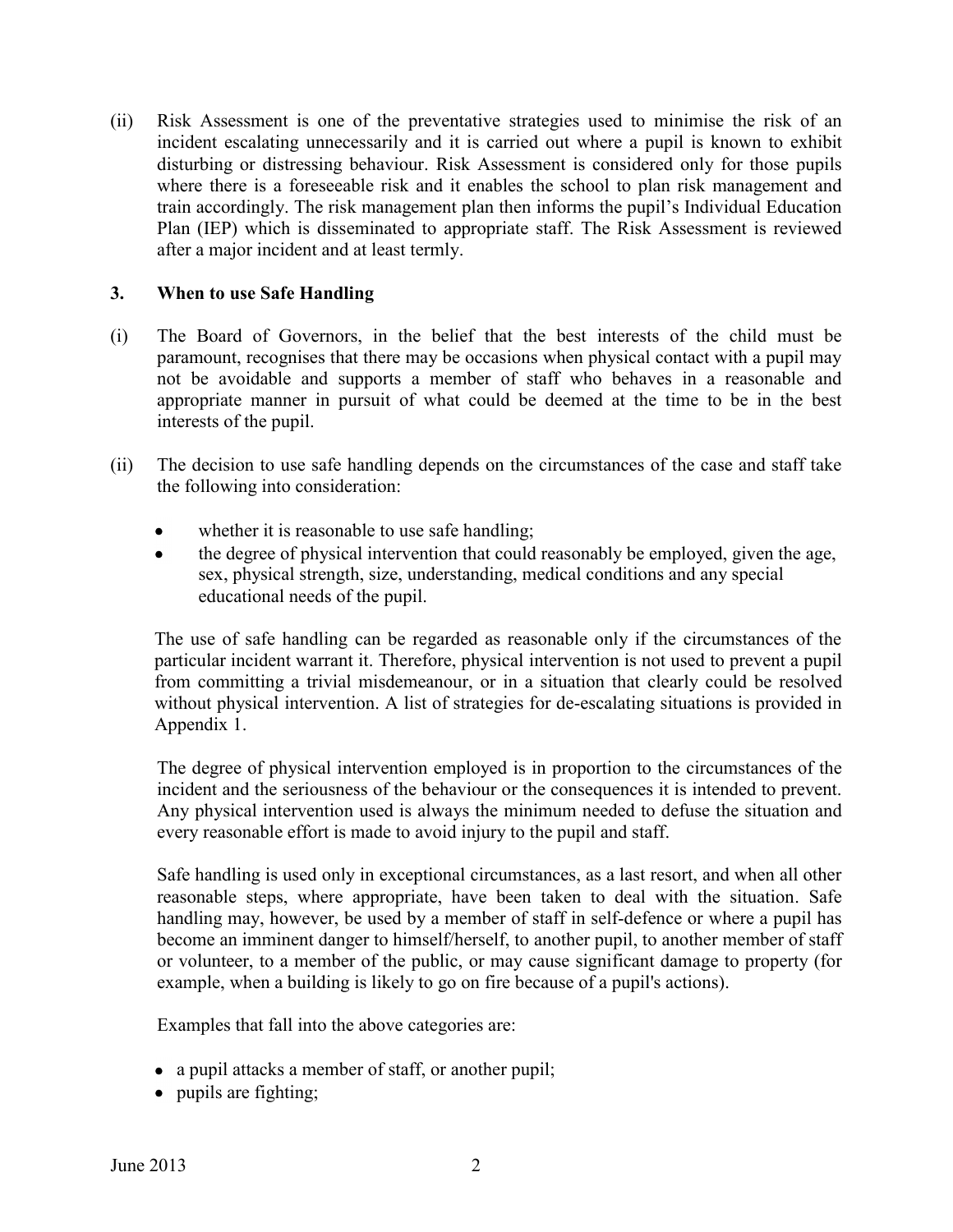(ii) Risk Assessment is one of the preventative strategies used to minimise the risk of an incident escalating unnecessarily and it is carried out where a pupil is known to exhibit disturbing or distressing behaviour. Risk Assessment is considered only for those pupils where there is a foreseeable risk and it enables the school to plan risk management and train accordingly. The risk management plan then informs the pupil's Individual Education Plan (IEP) which is disseminated to appropriate staff. The Risk Assessment is reviewed after a major incident and at least termly.

### 3. When to use Safe Handling

(i) The Board of Governors, in the belief that the best interests of the child must be paramount, recognises that there may be occasions when physical contact with a pupil may not be avoidable and supports a member of staff who behaves in a reasonable and appropriate manner in pursuit of what could be deemed at the time to be in the best interests of the pupil.

(ii) The decision to use safe handling depends on the circumstances of the case and staff take the following into consideration:

- whether it is reasonable to use safe handling;
- the degree of physical intervention that could reasonably be employed, given the age, sex, physical strength, size, understanding, medical conditions and any special educational needs of the pupil.

The use of safe handling can be regarded as reasonable only if the circumstances of the particular incident warrant it. Therefore, physical intervention is not used to prevent a pupil from committing a trivial misdemeanour, or in a situation that clearly could be resolved without physical intervention. A list of strategies for de-escalating situations is provided in Appendix 1.

The degree of physical intervention employed is in proportion to the circumstances of the incident and the seriousness of the behaviour or the consequences it is intended to prevent. Any physical intervention used is always the minimum needed to defuse the situation and every reasonable effort is made to avoid injury to the pupil and staff.

Safe handling is used only in exceptional circumstances, as a last resort, and when all other reasonable steps, where appropriate, have been taken to deal with the situation. Safe handling may, however, be used by a member of staff in self-defence or where a pupil has become an imminent danger to himself/herself, to another pupil, to another member of staff or volunteer, to a member of the public, or may cause significant damage to property (for example, when a building is likely to go on fire because of a pupil's actions).

Examples that fall into the above categories are:

- a pupil attacks a member of staff, or another pupil;
- pupils are fighting;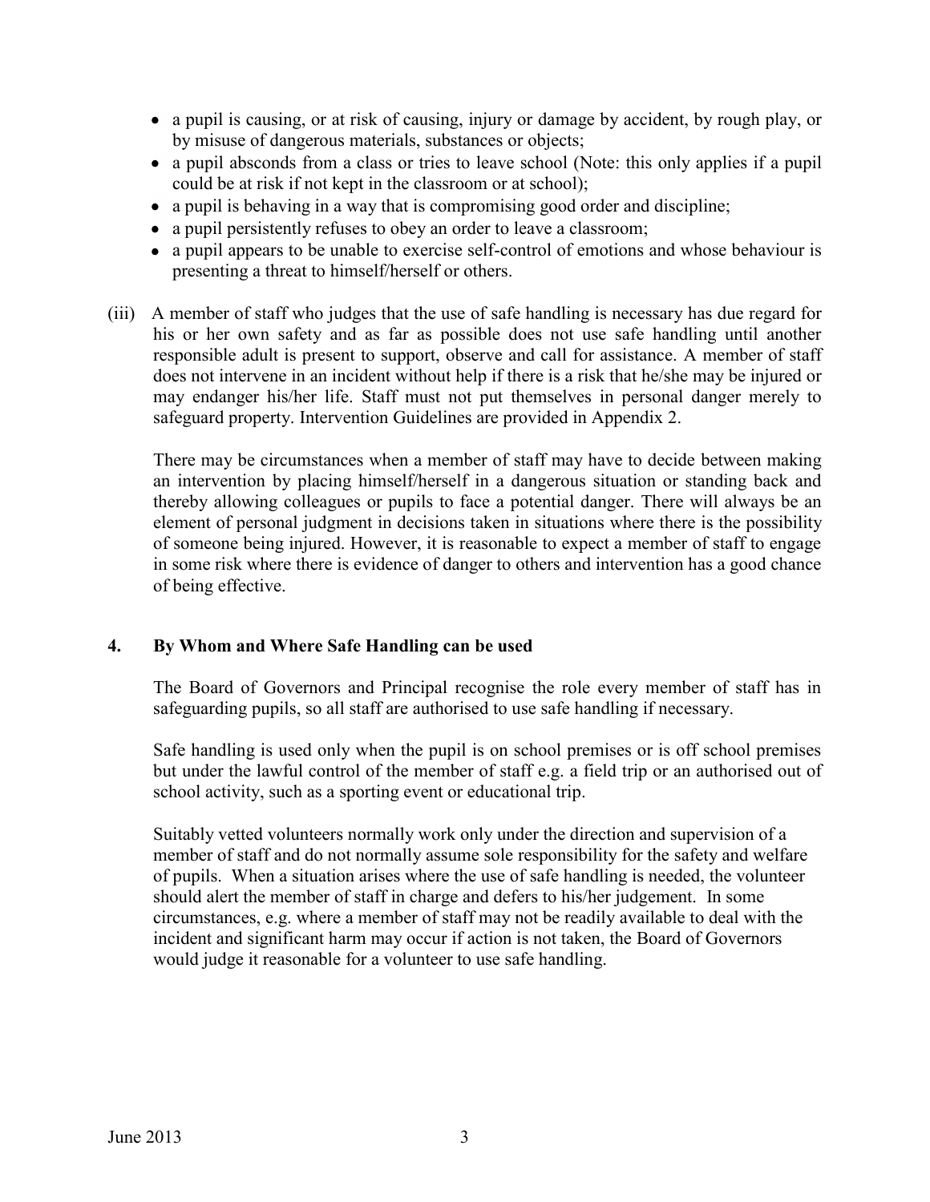- a pupil is causing, or at risk of causing, injury or damage by accident, by rough play, or by misuse of dangerous materials, substances or objects;
- a pupil absconds from a class or tries to leave school (Note: this only applies if a pupil could be at risk if not kept in the classroom or at school);
- a pupil is behaving in a way that is compromising good order and discipline;
- a pupil persistently refuses to obey an order to leave a classroom;
- a pupil appears to be unable to exercise self-control of emotions and whose behaviour is presenting a threat to himself/herself or others.

(iii) A member of staff who judges that the use of safe handling is necessary has due regard for his or her own safety and as far as possible does not use safe handling until another responsible adult is present to support, observe and call for assistance. A member of staff does not intervene in an incident without help if there is a risk that he/she may be injured or may endanger his/her life. Staff must not put themselves in personal danger merely to safeguard property. Intervention Guidelines are provided in Appendix 2.

There may be circumstances when a member of staff may have to decide between making an intervention by placing himself/herself in a dangerous situation or standing back and thereby allowing colleagues or pupils to face a potential danger. There will always be an element of personal judgment in decisions taken in situations where there is the possibility of someone being injured. However, it is reasonable to expect a member of staff to engage in some risk where there is evidence of danger to others and intervention has a good chance of being effective.

## 4. By Whom and Where Safe Handling can be used

The Board of Governors and Principal recognise the role every member of staff has in safeguarding pupils, so all staff are authorised to use safe handling if necessary.

Safe handling is used only when the pupil is on school premises or is off school premises but under the lawful control of the member of staff e.g. a field trip or an authorised out of school activity, such as a sporting event or educational trip.

Suitably vetted volunteers normally work only under the direction and supervision of a member of staff and do not normally assume sole responsibility for the safety and welfare of pupils. When a situation arises where the use of safe handling is needed, the volunteer should alert the member of staff in charge and defers to his/her judgement. In some circumstances, e.g. where a member of staff may not be readily available to deal with the incident and significant harm may occur if action is not taken, the Board of Governors would judge it reasonable for a volunteer to use safe handling.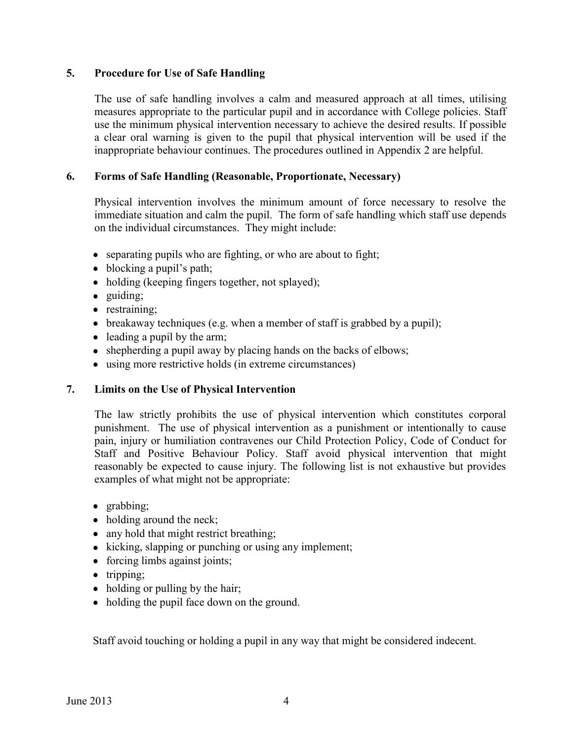## 5. Procedure for Use of Safe Handling

The use of safe handling involves a calm and measured approach at all times, utilising measures appropriate to the particular pupil and in accordance with College policies. Staff use the minimum physical intervention necessary to achieve the desired results. If possible a clear oral warning is given to the pupil that physical intervention will be used if the inappropriate behaviour continues. The procedures outlined in Appendix 2 are helpful.

## 6. Forms of Safe Handling (Reasonable, Proportionate, Necessary)

Physical intervention involves the minimum amount of force necessary to resolve the immediate situation and calm the pupil. The form of safe handling which staff use depends on the individual circumstances. They might include:

- separating pupils who are fighting, or who are about to fight;
- blocking a pupil's path;
- holding (keeping fingers together, not splayed);
- guiding;
- restraining;
- breakaway techniques (e.g. when a member of staff is grabbed by a pupil);
- leading a pupil by the arm;
- shepherding a pupil away by placing hands on the backs of elbows;
- using more restrictive holds (in extreme circumstances)

## 7. Limits on the Use of Physical Intervention

The law strictly prohibits the use of physical intervention which constitutes corporal punishment. The use of physical intervention as a punishment or intentionally to cause pain, injury or humiliation contravenes our Child Protection Policy, Code of Conduct for Staff and Positive Behaviour Policy. Staff avoid physical intervention that might reasonably be expected to cause injury. The following list is not exhaustive but provides examples of what might not be appropriate:

- grabbing;
- holding around the neck;
- any hold that might restrict breathing;
- kicking, slapping or punching or using any implement;
- forcing limbs against joints;
- tripping;
- holding or pulling by the hair;
- holding the pupil face down on the ground.

Staff avoid touching or holding a pupil in any way that might be considered indecent.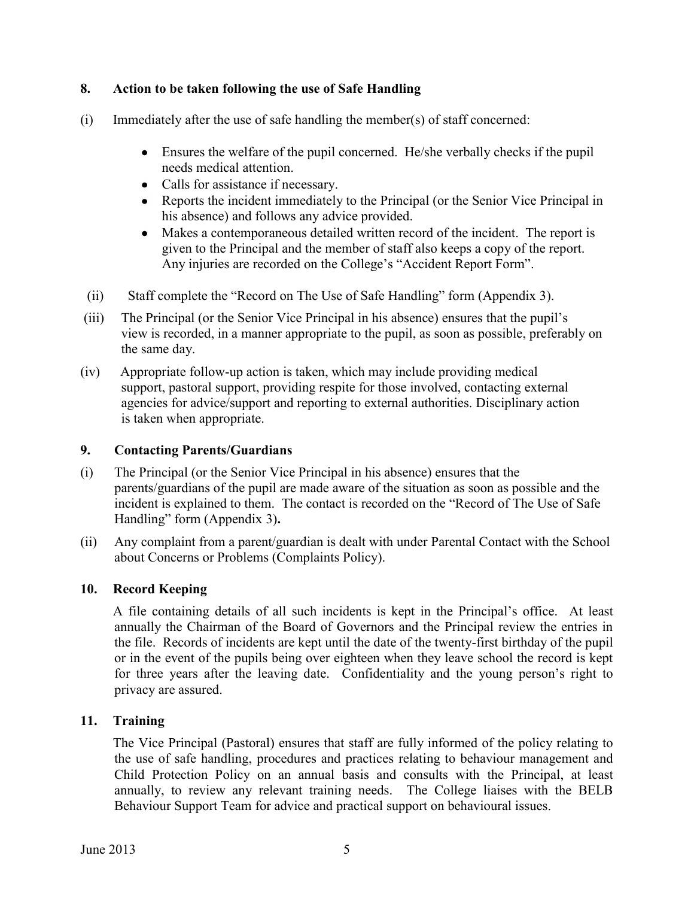## 8. Action to be taken following the use of Safe Handling

(i) Immediately after the use of safe handling the member(s) of staff concerned:

- Ensures the welfare of the pupil concerned. He/she verbally checks if the pupil needs medical attention.
- Calls for assistance if necessary.
- Reports the incident immediately to the Principal (or the Senior Vice Principal in his absence) and follows any advice provided.
- Makes a contemporaneous detailed written record of the incident. The report is given to the Principal and the member of staff also keeps a copy of the report. Any injuries are recorded on the College's "Accident Report Form".

(ii) Staff complete the "Record on The Use of Safe Handling" form (Appendix 3).

(iii) The Principal (or the Senior Vice Principal in his absence) ensures that the pupil's view is recorded, in a manner appropriate to the pupil, as soon as possible, preferably on the same day.

(iv) Appropriate follow-up action is taken, which may include providing medical support, pastoral support, providing respite for those involved, contacting external agencies for advice/support and reporting to external authorities. Disciplinary action is taken when appropriate.

## 9. Contacting Parents/Guardians

(i) The Principal (or the Senior Vice Principal in his absence) ensures that the parents/guardians of the pupil are made aware of the situation as soon as possible and the incident is explained to them. The contact is recorded on the "Record of The Use of Safe Handling" form (Appendix 3)**.**

(ii) Any complaint from a parent/guardian is dealt with under Parental Contact with the School about Concerns or Problems (Complaints Policy).

## 10. Record Keeping

A file containing details of all such incidents is kept in the Principal's office. At least annually the Chairman of the Board of Governors and the Principal review the entries in the file. Records of incidents are kept until the date of the twenty-first birthday of the pupil or in the event of the pupils being over eighteen when they leave school the record is kept for three years after the leaving date. Confidentiality and the young person's right to privacy are assured.

## 11. Training

The Vice Principal (Pastoral) ensures that staff are fully informed of the policy relating to the use of safe handling, procedures and practices relating to behaviour management and Child Protection Policy on an annual basis and consults with the Principal, at least annually, to review any relevant training needs. The College liaises with the BELB Behaviour Support Team for advice and practical support on behavioural issues.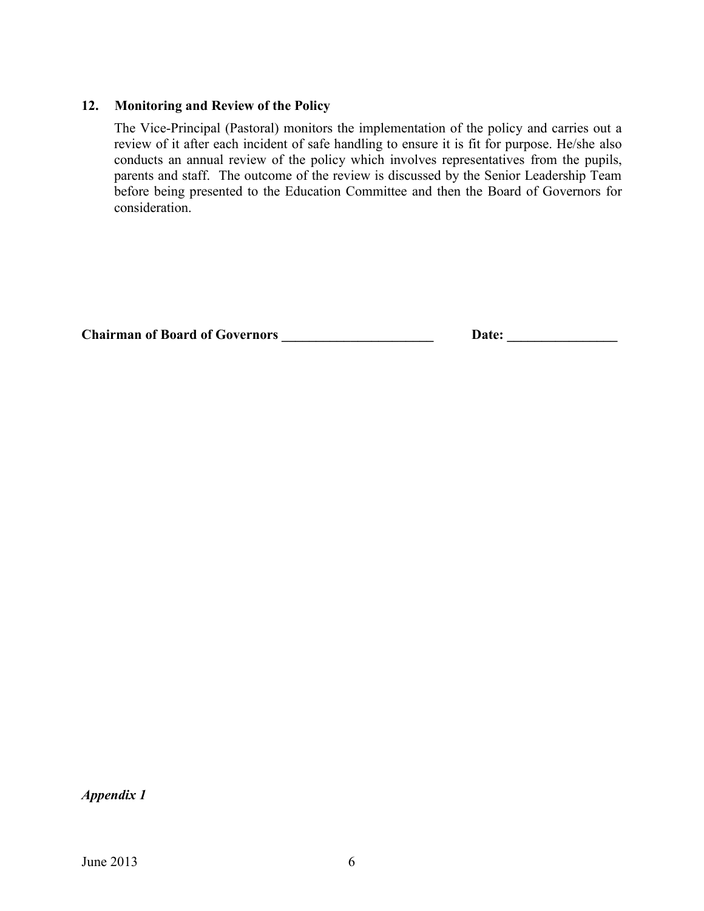## 12. Monitoring and Review of the Policy

The Vice-Principal (Pastoral) monitors the implementation of the policy and carries out a review of it after each incident of safe handling to ensure it is fit for purpose. He/she also conducts an annual review of the policy which involves representatives from the pupils, parents and staff. The outcome of the review is discussed by the Senior Leadership Team before being presented to the Education Committee and then the Board of Governors for consideration.

**Chairman of Board of Governors _______________________ Date: ________________**

***Appendix 1***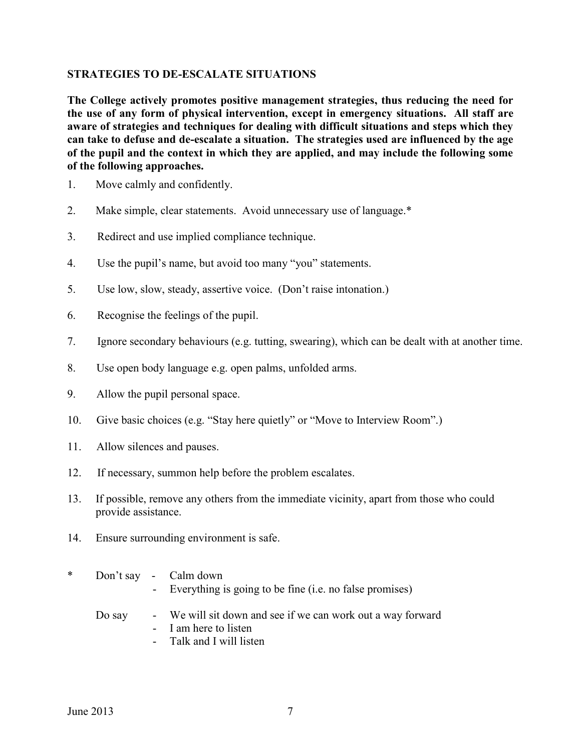## STRATEGIES TO DE-ESCALATE SITUATIONS

**The College actively promotes positive management strategies, thus reducing the need for the use of any form of physical intervention, except in emergency situations. All staff are aware of strategies and techniques for dealing with difficult situations and steps which they can take to defuse and de-escalate a situation. The strategies used are influenced by the age of the pupil and the context in which they are applied, and may include the following some of the following approaches.**

1. Move calmly and confidently.
2. Make simple, clear statements. Avoid unnecessary use of language.*
3. Redirect and use implied compliance technique.
4. Use the pupil's name, but avoid too many "you" statements.
5. Use low, slow, steady, assertive voice. (Don't raise intonation.)
6. Recognise the feelings of the pupil.
7. Ignore secondary behaviours (e.g. tutting, swearing), which can be dealt with at another time.
8. Use open body language e.g. open palms, unfolded arms.
9. Allow the pupil personal space.
10. Give basic choices (e.g. "Stay here quietly" or "Move to Interview Room".)
11. Allow silences and pauses.
12. If necessary, summon help before the problem escalates.
13. If possible, remove any others from the immediate vicinity, apart from those who could provide assistance.
14. Ensure surrounding environment is safe.

\* Don't say
- Calm down
- Everything is going to be fine (i.e. no false promises)

Do say
- We will sit down and see if we can work out a way forward
- I am here to listen
- Talk and I will listen

June 2013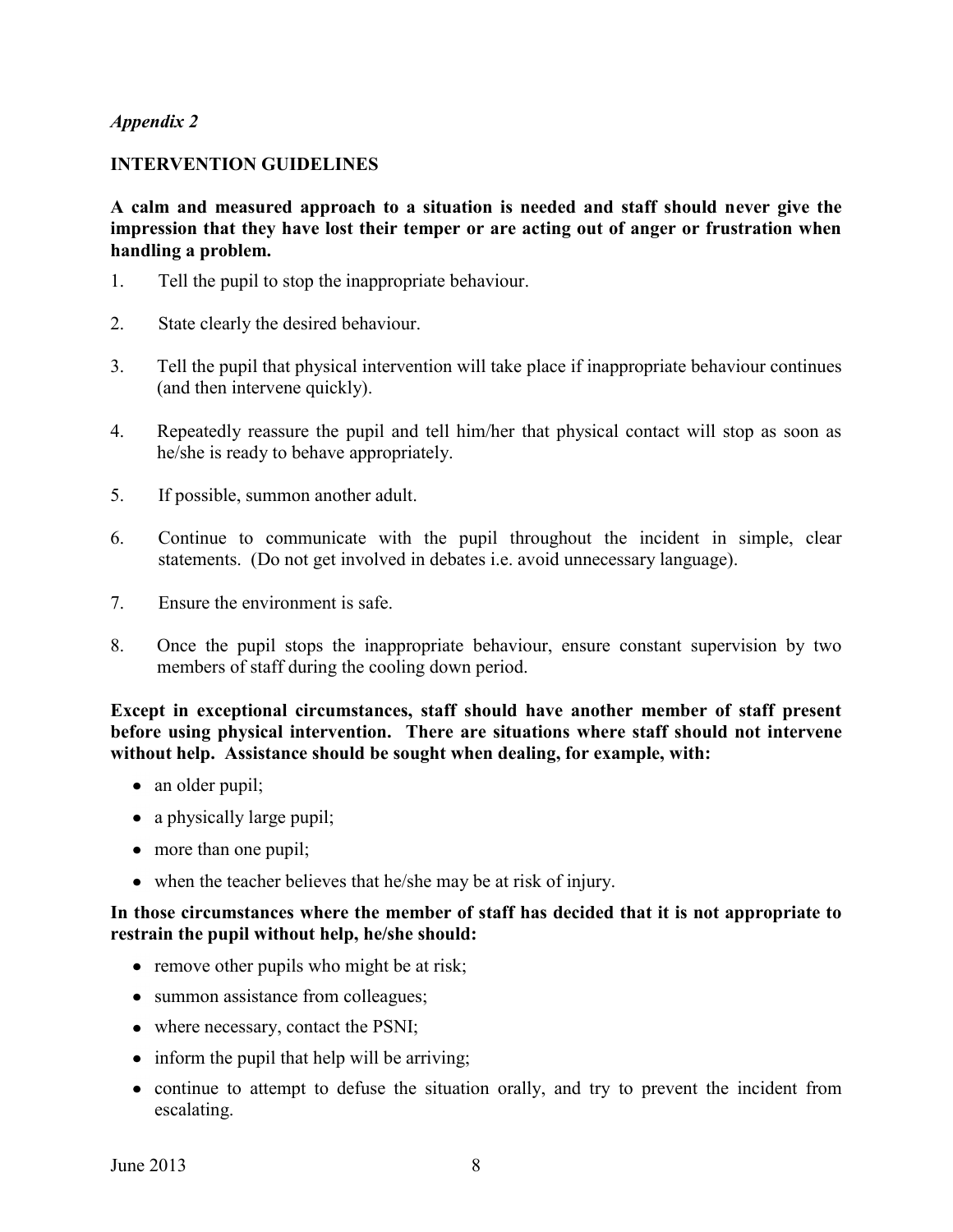*Appendix 2*

## INTERVENTION GUIDELINES

**A calm and measured approach to a situation is needed and staff should never give the impression that they have lost their temper or are acting out of anger or frustration when handling a problem.**

1. Tell the pupil to stop the inappropriate behaviour.
2. State clearly the desired behaviour.
3. Tell the pupil that physical intervention will take place if inappropriate behaviour continues (and then intervene quickly).
4. Repeatedly reassure the pupil and tell him/her that physical contact will stop as soon as he/she is ready to behave appropriately.
5. If possible, summon another adult.
6. Continue to communicate with the pupil throughout the incident in simple, clear statements. (Do not get involved in debates i.e. avoid unnecessary language).
7. Ensure the environment is safe.
8. Once the pupil stops the inappropriate behaviour, ensure constant supervision by two members of staff during the cooling down period.

**Except in exceptional circumstances, staff should have another member of staff present before using physical intervention. There are situations where staff should not intervene without help. Assistance should be sought when dealing, for example, with:**

- an older pupil;
- a physically large pupil;
- more than one pupil;
- when the teacher believes that he/she may be at risk of injury.

**In those circumstances where the member of staff has decided that it is not appropriate to restrain the pupil without help, he/she should:**

- remove other pupils who might be at risk;
- summon assistance from colleagues;
- where necessary, contact the PSNI;
- inform the pupil that help will be arriving;
- continue to attempt to defuse the situation orally, and try to prevent the incident from escalating.

June 2013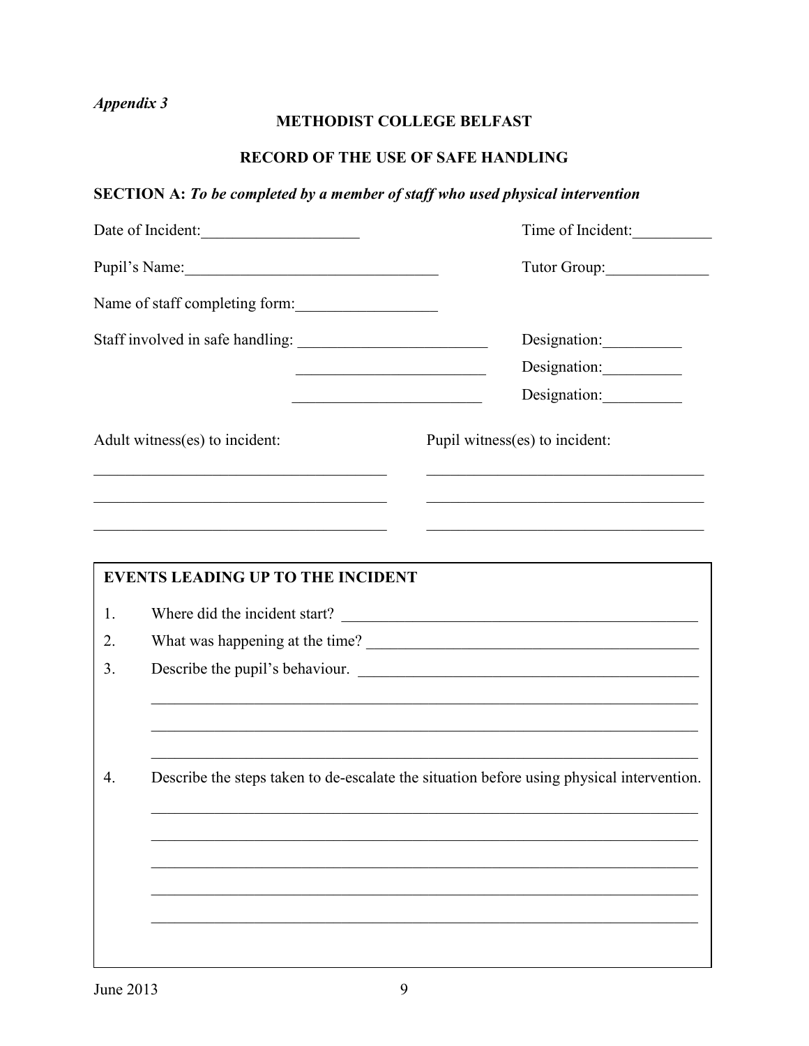*Appendix 3*

**METHODIST COLLEGE BELFAST**

**RECORD OF THE USE OF SAFE HANDLING**

**SECTION A:** ***To be completed by a member of staff who used physical intervention***

Date of Incident:____________________ Time of Incident:__________

Pupil's Name:________________________________ Tutor Group:_____________

Name of staff completing form:__________________

Staff involved in safe handling: ________________________ Designation:__________

________________________ Designation:__________

________________________ Designation:__________

Adult witness(es) to incident:

_____________________________________

_____________________________________

_____________________________________

Pupil witness(es) to incident:

_____________________________________

_____________________________________

_____________________________________

**EVENTS LEADING UP TO THE INCIDENT**

1. Where did the incident start? ______________________________________________
2. What was happening at the time? __________________________________________
3. Describe the pupil's behaviour. ____________________________________________

______________________________________________________________________

______________________________________________________________________

______________________________________________________________________

4. Describe the steps taken to de-escalate the situation before using physical intervention.

______________________________________________________________________

______________________________________________________________________

______________________________________________________________________

______________________________________________________________________

______________________________________________________________________

June 2013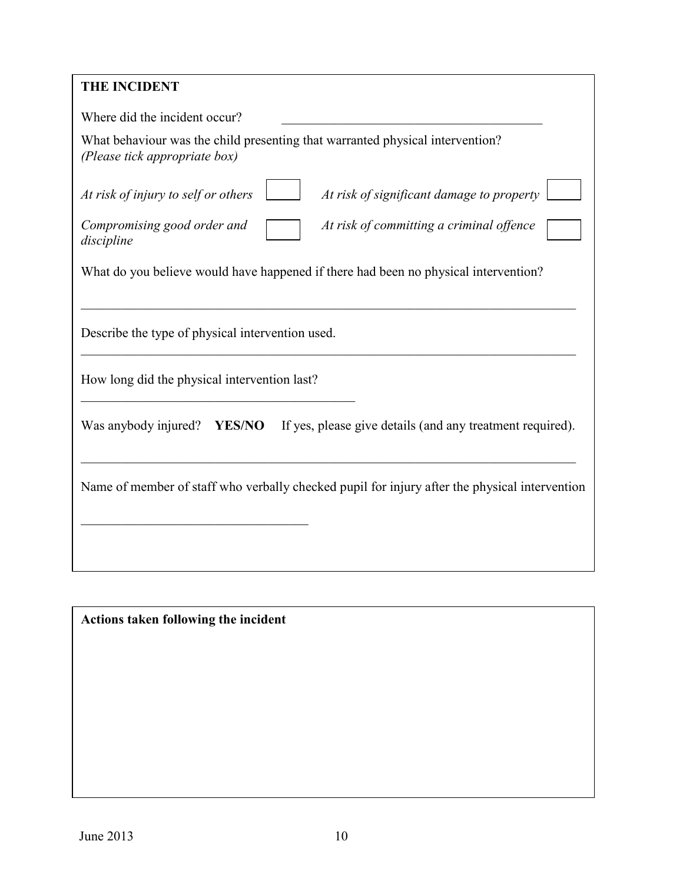## THE INCIDENT

Where did the incident occur? \_\_\_\_\_\_\_\_\_\_\_\_\_\_\_\_\_\_\_\_\_\_\_\_\_\_\_\_\_\_\_\_\_\_\_\_\_\_\_\_

What behaviour was the child presenting that warranted physical intervention?
*(Please tick appropriate box)*

| | | | |
|---|---|---|---|
| *At risk of injury to self or others* | ☐ | *At risk of significant damage to property* | ☐ |
| *Compromising good order and discipline* | ☐ | *At risk of committing a criminal offence* | ☐ |

What do you believe would have happened if there had been no physical intervention?

\_\_\_\_\_\_\_\_\_\_\_\_\_\_\_\_\_\_\_\_\_\_\_\_\_\_\_\_\_\_\_\_\_\_\_\_\_\_\_\_\_\_\_\_\_\_\_\_\_\_\_\_\_\_\_\_\_\_\_\_\_\_\_\_\_\_\_\_\_\_\_\_\_\_

Describe the type of physical intervention used.

\_\_\_\_\_\_\_\_\_\_\_\_\_\_\_\_\_\_\_\_\_\_\_\_\_\_\_\_\_\_\_\_\_\_\_\_\_\_\_\_\_\_\_\_\_\_\_\_\_\_\_\_\_\_\_\_\_\_\_\_\_\_\_\_\_\_\_\_\_\_\_\_\_\_

How long did the physical intervention last?

\_\_\_\_\_\_\_\_\_\_\_\_\_\_\_\_\_\_\_\_\_\_\_\_\_\_\_\_\_\_\_\_\_\_\_\_\_\_\_\_\_\_\_

Was anybody injured? **YES/NO** If yes, please give details (and any treatment required).

\_\_\_\_\_\_\_\_\_\_\_\_\_\_\_\_\_\_\_\_\_\_\_\_\_\_\_\_\_\_\_\_\_\_\_\_\_\_\_\_\_\_\_\_\_\_\_\_\_\_\_\_\_\_\_\_\_\_\_\_\_\_\_\_\_\_\_\_\_\_\_\_\_\_

Name of member of staff who verbally checked pupil for injury after the physical intervention

\_\_\_\_\_\_\_\_\_\_\_\_\_\_\_\_\_\_\_\_\_\_\_\_\_\_\_\_\_\_\_\_\_\_\_\_

**Actions taken following the incident**

June 2013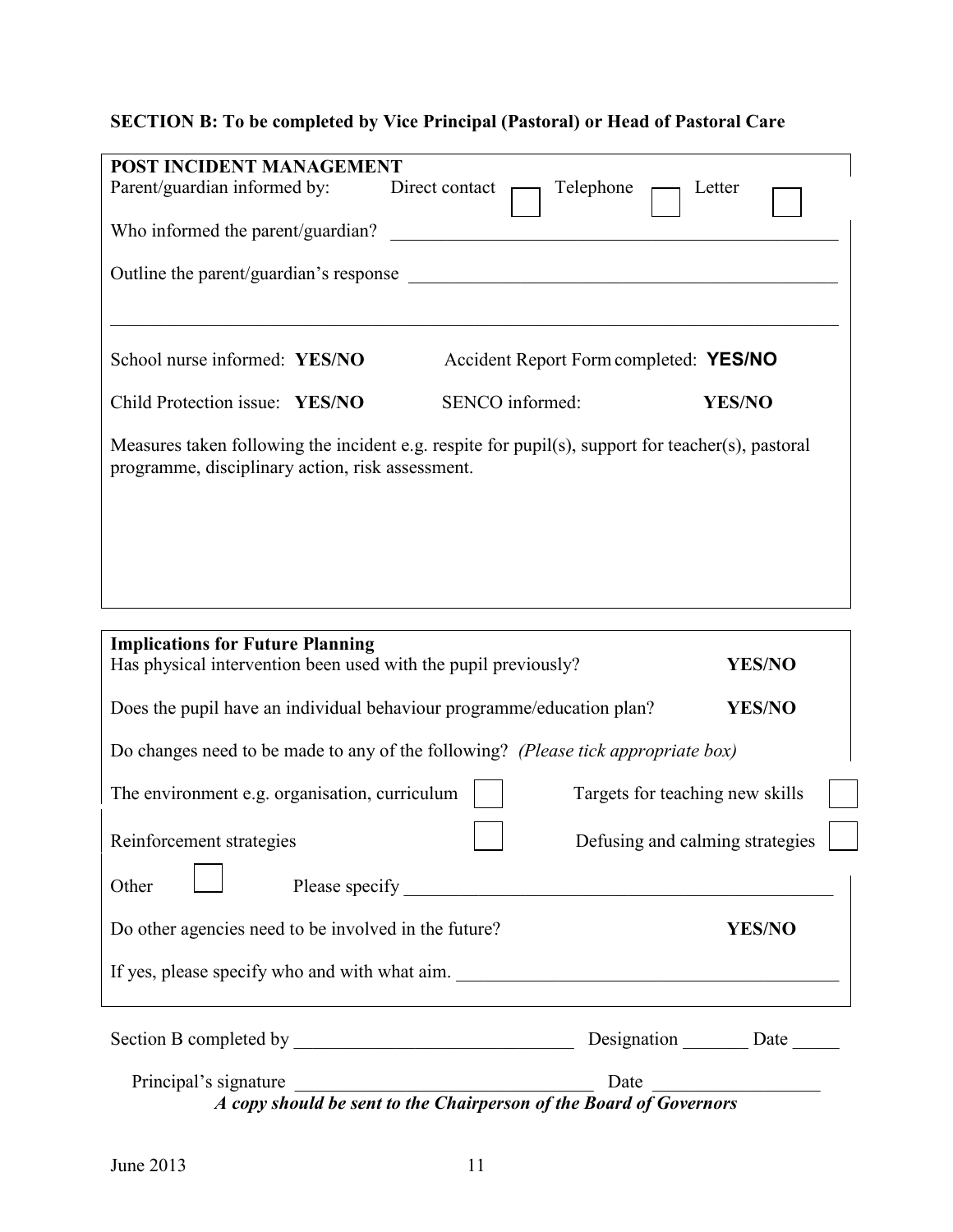**SECTION B: To be completed by Vice Principal (Pastoral) or Head of Pastoral Care**

**POST INCIDENT MANAGEMENT**

Parent/guardian informed by: Direct contact ☐ Telephone ☐ Letter ☐

Who informed the parent/guardian? ______________________________________________

Outline the parent/guardian's response ______________________________________________

______________________________________________________________________________

School nurse informed: **YES/NO** Accident Report Form completed: **YES/NO**

Child Protection issue: **YES/NO** SENCO informed: **YES/NO**

Measures taken following the incident e.g. respite for pupil(s), support for teacher(s), pastoral programme, disciplinary action, risk assessment.

**Implications for Future Planning**

Has physical intervention been used with the pupil previously? **YES/NO**

Does the pupil have an individual behaviour programme/education plan? **YES/NO**

Do changes need to be made to any of the following? *(Please tick appropriate box)*

The environment e.g. organisation, curriculum ☐ Targets for teaching new skills ☐

Reinforcement strategies ☐ Defusing and calming strategies ☐

Other ☐ Please specify ______________________________________________

Do other agencies need to be involved in the future? **YES/NO**

If yes, please specify who and with what aim. ______________________________________________

Section B completed by ______________________________ Designation _______ Date _____

Principal's signature ________________________________ Date __________________

***A copy should be sent to the Chairperson of the Board of Governors***

June 2013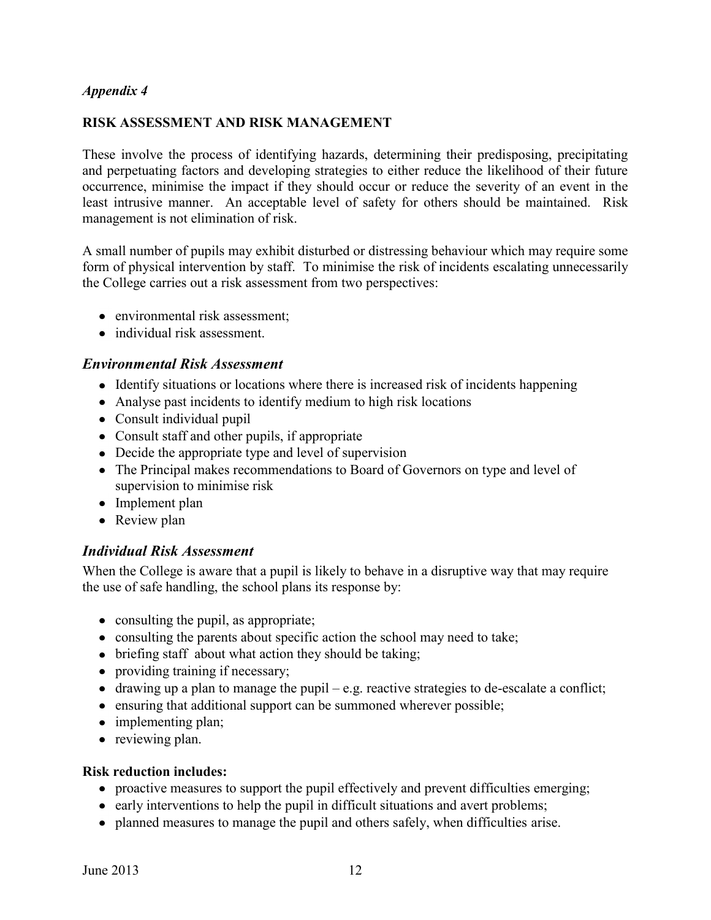*Appendix 4*

**RISK ASSESSMENT AND RISK MANAGEMENT**

These involve the process of identifying hazards, determining their predisposing, precipitating and perpetuating factors and developing strategies to either reduce the likelihood of their future occurrence, minimise the impact if they should occur or reduce the severity of an event in the least intrusive manner. An acceptable level of safety for others should be maintained. Risk management is not elimination of risk.

A small number of pupils may exhibit disturbed or distressing behaviour which may require some form of physical intervention by staff. To minimise the risk of incidents escalating unnecessarily the College carries out a risk assessment from two perspectives:

- environmental risk assessment;
- individual risk assessment.

### *Environmental Risk Assessment*

- Identify situations or locations where there is increased risk of incidents happening
- Analyse past incidents to identify medium to high risk locations
- Consult individual pupil
- Consult staff and other pupils, if appropriate
- Decide the appropriate type and level of supervision
- The Principal makes recommendations to Board of Governors on type and level of supervision to minimise risk
- Implement plan
- Review plan

### *Individual Risk Assessment*

When the College is aware that a pupil is likely to behave in a disruptive way that may require the use of safe handling, the school plans its response by:

- consulting the pupil, as appropriate;
- consulting the parents about specific action the school may need to take;
- briefing staff about what action they should be taking;
- providing training if necessary;
- drawing up a plan to manage the pupil – e.g. reactive strategies to de-escalate a conflict;
- ensuring that additional support can be summoned wherever possible;
- implementing plan;
- reviewing plan.

**Risk reduction includes:**

- proactive measures to support the pupil effectively and prevent difficulties emerging;
- early interventions to help the pupil in difficult situations and avert problems;
- planned measures to manage the pupil and others safely, when difficulties arise.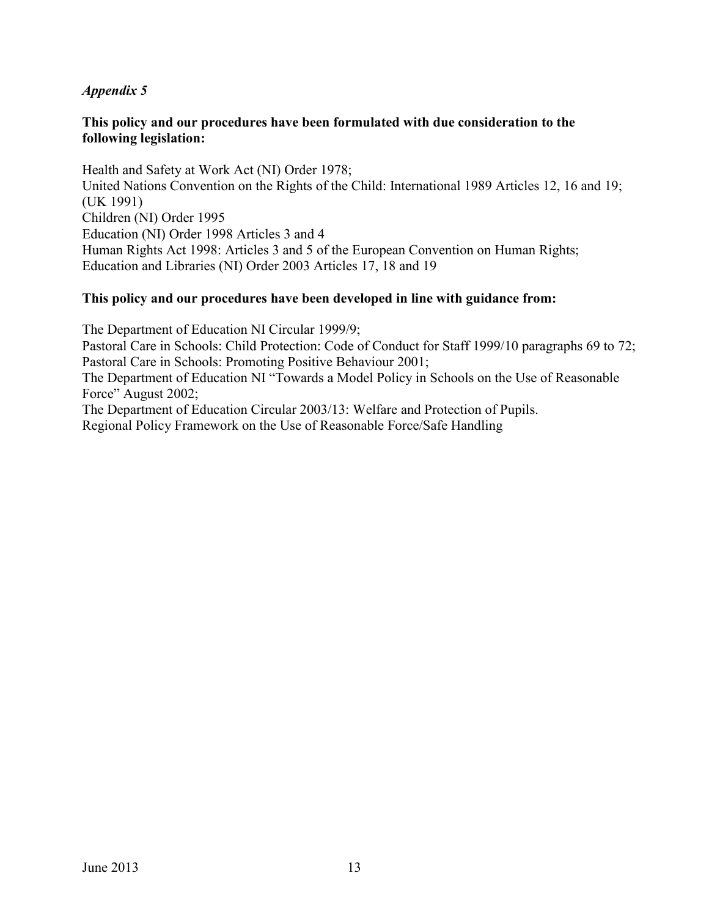*Appendix 5*

**This policy and our procedures have been formulated with due consideration to the following legislation:**

Health and Safety at Work Act (NI) Order 1978;
United Nations Convention on the Rights of the Child: International 1989 Articles 12, 16 and 19; (UK 1991)
Children (NI) Order 1995
Education (NI) Order 1998 Articles 3 and 4
Human Rights Act 1998: Articles 3 and 5 of the European Convention on Human Rights;
Education and Libraries (NI) Order 2003 Articles 17, 18 and 19

**This policy and our procedures have been developed in line with guidance from:**

The Department of Education NI Circular 1999/9;
Pastoral Care in Schools: Child Protection: Code of Conduct for Staff 1999/10 paragraphs 69 to 72;
Pastoral Care in Schools: Promoting Positive Behaviour 2001;
The Department of Education NI "Towards a Model Policy in Schools on the Use of Reasonable Force" August 2002;
The Department of Education Circular 2003/13: Welfare and Protection of Pupils.
Regional Policy Framework on the Use of Reasonable Force/Safe Handling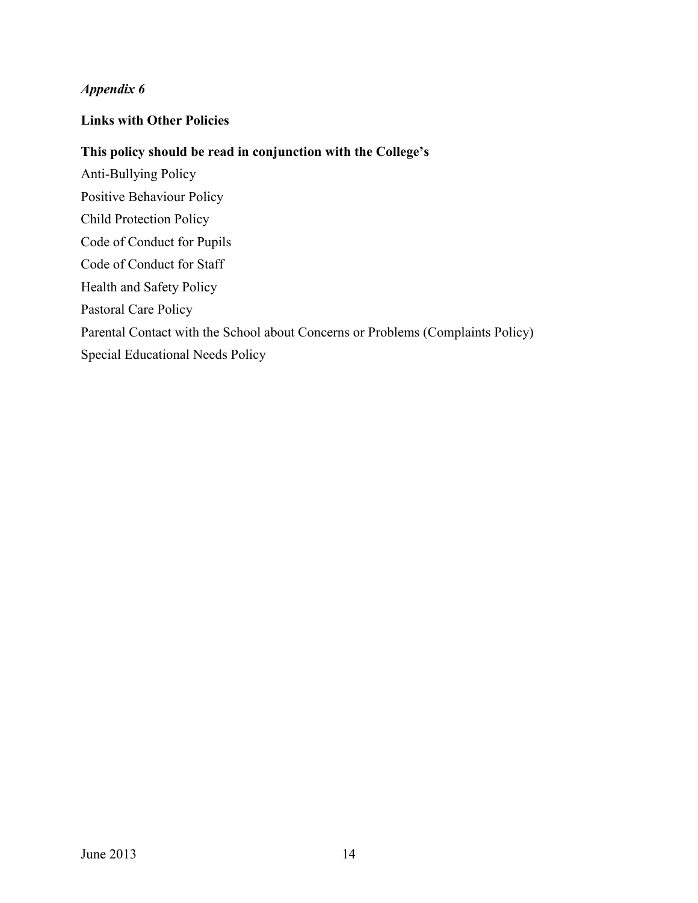*Appendix 6*

**Links with Other Policies**

**This policy should be read in conjunction with the College's**

Anti-Bullying Policy

Positive Behaviour Policy

Child Protection Policy

Code of Conduct for Pupils

Code of Conduct for Staff

Health and Safety Policy

Pastoral Care Policy

Parental Contact with the School about Concerns or Problems (Complaints Policy)

Special Educational Needs Policy